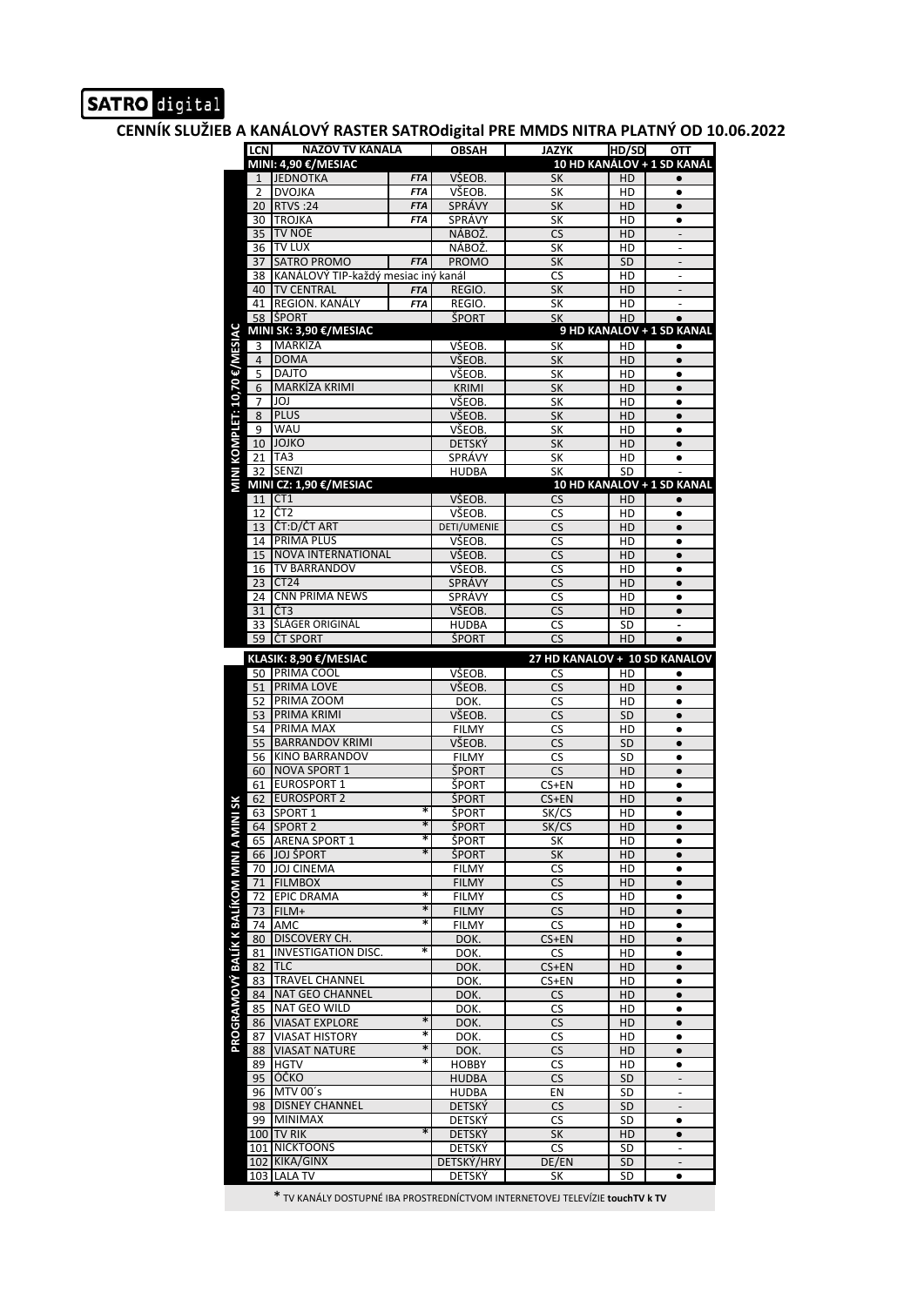SATRO digital

# CENNÍK SLUŽIEB A KANÁLOVÝ RASTER SATROdigital PRE MMDS NITRA PLATNÝ OD 10.06.2022

| | LCN | NÁZOV TV KANÁLA | | OBSAH | JAZYK | HD/SD | OTT |
|---|---|---|---|---|---|---|---|
| MINI KOMPLET: 10,70 €/MESIAC | **MINI: 4,90 €/MESIAC** | | | | **10 HD KANÁLOV + 1 SD KANÁL** | | |
| | 1 | JEDNOTKA | *FTA* | VŠEOB. | SK | HD | ● |
| | 2 | DVOJKA | *FTA* | VŠEOB. | SK | HD | ● |
| | 20 | RTVS :24 | *FTA* | SPRÁVY | SK | HD | ● |
| | 30 | TROJKA | *FTA* | SPRÁVY | SK | HD | ● |
| | 35 | TV NOE | | NÁBOŽ. | CS | HD | - |
| | 36 | TV LUX | | NÁBOŽ. | SK | HD | - |
| | 37 | SATRO PROMO | *FTA* | PROMO | SK | SD | - |
| | 38 | KANÁLOVÝ TIP-každý mesiac iný kanál | | | CS | HD | - |
| | 40 | TV CENTRAL | *FTA* | REGIO. | SK | HD | - |
| | 41 | REGION. KANÁLY | *FTA* | REGIO. | SK | HD | - |
| | 58 | ŠPORT | | ŠPORT | SK | HD | ● |
| | **MINI SK: 3,90 €/MESIAC** | | | | **9 HD KANÁLOV + 1 SD KANÁL** | | |
| | 3 | MARKÍZA | | VŠEOB. | SK | HD | ● |
| | 4 | DOMA | | VŠEOB. | SK | HD | ● |
| | 5 | DAJTO | | VŠEOB. | SK | HD | ● |
| | 6 | MARKÍZA KRIMI | | KRIMI | SK | HD | ● |
| | 7 | JOJ | | VŠEOB. | SK | HD | ● |
| | 8 | PLUS | | VŠEOB. | SK | HD | ● |
| | 9 | WAU | | VŠEOB. | SK | HD | ● |
| | 10 | JOJKO | | DETSKÝ | SK | HD | ● |
| | 21 | TA3 | | SPRÁVY | SK | HD | ● |
| | 32 | SENZI | | HUDBA | SK | SD | - |
| | **MINI CZ: 1,90 €/MESIAC** | | | | **10 HD KANÁLOV + 1 SD KANÁL** | | |
| | 11 | ČT1 | | VŠEOB. | CS | HD | ● |
| | 12 | ČT2 | | VŠEOB. | CS | HD | ● |
| | 13 | ČT:D/ČT ART | | DETI/UMENIE | CS | HD | ● |
| | 14 | PRIMA PLUS | | VŠEOB. | CS | HD | ● |
| | 15 | NOVA INTERNATIONAL | | VŠEOB. | CS | HD | ● |
| | 16 | TV BARRANDOV | | VŠEOB. | CS | HD | ● |
| | 23 | ČT24 | | SPRÁVY | CS | HD | ● |
| | 24 | CNN PRIMA NEWS | | SPRÁVY | CS | HD | ● |
| | 31 | ČT3 | | VŠEOB. | CS | HD | ● |
| | 33 | ŠLÁGER ORIGINÁL | | HUDBA | CS | SD | - |
| | 59 | ČT SPORT | | ŠPORT | CS | HD | ● |
| PROGRAMOVÝ BALÍK K BALÍKOM MINI A MINI SK | **KLASIK: 8,90 €/MESIAC** | | | | **27 HD KANALOV + 10 SD KANALOV** | | |
| | 50 | PRIMA COOL | | VŠEOB. | CS | HD | ● |
| | 51 | PRIMA LOVE | | VŠEOB. | CS | HD | ● |
| | 52 | PRIMA ZOOM | | DOK. | CS | HD | ● |
| | 53 | PRIMA KRIMI | | VŠEOB. | CS | SD | ● |
| | 54 | PRIMA MAX | | FILMY | CS | HD | ● |
| | 55 | BARRANDOV KRIMI | | VŠEOB. | CS | SD | ● |
| | 56 | KINO BARRANDOV | | FILMY | CS | SD | ● |
| | 60 | NOVA SPORT 1 | | ŠPORT | CS | HD | ● |
| | 61 | EUROSPORT 1 | | ŠPORT | CS+EN | HD | ● |
| | 62 | EUROSPORT 2 | | ŠPORT | CS+EN | HD | ● |
| | 63 | SPORT 1 | * | ŠPORT | SK/CS | HD | ● |
| | 64 | SPORT 2 | * | ŠPORT | SK/CS | HD | ● |
| | 65 | ARENA SPORT 1 | * | ŠPORT | SK | HD | ● |
| | 66 | JOJ ŠPORT | * | ŠPORT | SK | HD | ● |
| | 70 | JOJ CINEMA | | FILMY | CS | HD | ● |
| | 71 | FILMBOX | | FILMY | CS | HD | ● |
| | 72 | EPIC DRAMA | * | FILMY | CS | HD | ● |
| | 73 | FILM+ | * | FILMY | CS | HD | ● |
| | 74 | AMC | * | FILMY | CS | HD | ● |
| | 80 | DISCOVERY CH. | | DOK. | CS+EN | HD | ● |
| | 81 | INVESTIGATION DISC. | * | DOK. | CS | HD | ● |
| | 82 | TLC | | DOK. | CS+EN | HD | ● |
| | 83 | TRAVEL CHANNEL | | DOK. | CS+EN | HD | ● |
| | 84 | NAT GEO CHANNEL | | DOK. | CS | HD | ● |
| | 85 | NAT GEO WILD | | DOK. | CS | HD | ● |
| | 86 | VIASAT EXPLORE | * | DOK. | CS | HD | ● |
| | 87 | VIASAT HISTORY | * | DOK. | CS | HD | ● |
| | 88 | VIASAT NATURE | * | DOK. | CS | HD | ● |
| | 89 | HGTV | * | HOBBY | CS | HD | ● |
| | 95 | ÓČKO | | HUDBA | CS | SD | - |
| | 96 | MTV 00´s | | HUDBA | EN | SD | - |
| | 98 | DISNEY CHANNEL | | DETSKÝ | CS | SD | - |
| | 99 | MINIMAX | | DETSKÝ | CS | SD | ● |
| | 100 | TV RIK | * | DETSKÝ | SK | HD | ● |
| | 101 | NICKTOONS | | DETSKÝ | CS | SD | - |
| | 102 | KIKA/GINX | | DETSKÝ/HRY | DE/EN | SD | - |
| | 103 | LALA TV | | DETSKÝ | SK | SD | ● |

* TV KANÁLY DOSTUPNÉ IBA PROSTREDNÍCTVOM INTERNETOVEJ TELEVÍZIE **touchTV k TV**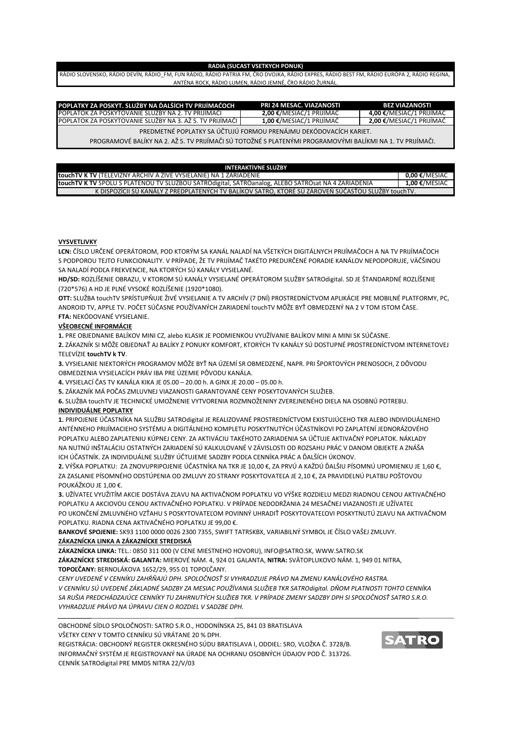| RADIA (SUCAST VSETKYCH PONUK) |
| --- |
| RÁDIO SLOVENSKO, RÁDIO DEVÍN, RÁDIO_FM, FUN RÁDIO, RÁDIO PATRIA FM, ČRO DVOJKA, RÁDIO EXPRES, RÁDIO BEST FM, RÁDIO EURÓPA 2, RÁDIO REGINA, ANTÉNA ROCK, RÁDIO LUMEN, RÁDIO JEMNÉ, ČRO RÁDIO ŽURNÁL. |

| POPLATKY ZA POSKYT. SLUŽBY NA ĎALŠÍCH TV PRIJÍMAČOCH | PRI 24 MESAC. VIAZANOSTI | BEZ VIAZANOSTI |
| --- | --- | --- |
| POPLATOK ZA POSKYTOVANIE SLUŽBY NA 2. TV PRIJÍMAČI | **2,00 €**/MESIAC/1 PRIJÍMAČ | **4,00 €**/MESIAC/1 PRIJÍMAČ |
| POPLATOK ZA POSKYTOVANIE SLUŽBY NA 3. AŽ 5. TV PRIJÍMAČI | **1,00 €**/MESIAC/1 PRIJÍMAČ | **2,00 €**/MESIAC/1 PRIJÍMAČ |
| PREDMETNÉ POPLATKY SA ÚČTUJÚ FORMOU PRENÁJMU DEKÓDOVACÍCH KARIET. PROGRAMOVÉ BALÍKY NA 2. AŽ 5. TV PRIJÍMAČI SÚ TOTOŽNÉ S PLATENÝMI PROGRAMOVÝMI BALÍKMI NA 1. TV PRIJÍMAČI. | | |

| INTERAKTÍVNE SLUŽBY | |
| --- | --- |
| **touchTV K TV** (TELEVÍZNY ARCHÍV A ŽIVÉ VYSIELANIE) NA 1 ZARIADENIE | **0,00 €**/MESIAC |
| **touchTV K TV** SPOLU S PLATENOU TV SLUŽBOU SATROdigital, SATROanalog, ALEBO SATROsat NA 4 ZARIADENIA | **1,00 €**/MESIAC |
| K DISPOZÍCII SÚ KANÁLY Z PREDPLATENÝCH TV BALÍKOV SATRO, KTORÉ SÚ ZÁROVEŇ SÚČASŤOU SLUŽBY touchTV. | |

**VYSVETLIVKY**

**LCN:** ČÍSLO URČENÉ OPERÁTOROM, POD KTORÝM SA KANÁL NALADÍ NA VŠETKÝCH DIGITÁLNYCH PRIJÍMAČOCH A NA TV PRIJÍMAČOCH S PODPOROU TEJTO FUNKCIONALITY. V PRÍPADE, ŽE TV PRIJÍMAČ TAKÉTO PREDURČENÉ PORADIE KANÁLOV NEPODPORUJE, VÄČŠINOU SA NALADÍ PODĽA FREKVENCIE, NA KTORÝCH SÚ KANÁLY VYSIELANÉ.

**HD/SD:** ROZLÍŠENIE OBRAZU, V KTOROM SÚ KANÁLY VYSIELANÉ OPERÁTOROM SLUŽBY SATROdigital. SD JE ŠTANDARDNÉ ROZLÍŠENIE (720*576) A HD JE PLNÉ VYSOKÉ ROZLÍŠENIE (1920*1080).

**OTT:** SLUŽBA touchTV SPRÍSTUPŇUJE ŽIVÉ VYSIELANIE A TV ARCHÍV (7 DNÍ) PROSTREDNÍCTVOM APLIKÁCIE PRE MOBILNÉ PLATFORMY, PC, ANDROID TV, APPLE TV. POČET SÚČASNE POUŽÍVANÝCH ZARIADENÍ touchTV MÔŽE BYŤ OBMEDZENÝ NA 2 V TOM ISTOM ČASE.

**FTA:** NEKÓDOVANÉ VYSIELANIE.

**VŠEOBECNÉ INFORMÁCIE**

**1.** PRE OBJEDNANIE BALÍKOV MINI CZ, alebo KLASIK JE PODMIENKOU VYUŽÍVANIE BALÍKOV MINI A MINI SK SÚČASNE.

**2.** ZÁKAZNÍK SI MÔŽE OBJEDNAŤ AJ BALÍKY Z PONUKY KOMFORT, KTORÝCH TV KANÁLY SÚ DOSTUPNÉ PROSTREDNÍCTVOM INTERNETOVEJ TELEVÍZIE **touchTV k TV**.

**3.** VYSIELANIE NIEKTORÝCH PROGRAMOV MÔŽE BYŤ NA ÚZEMÍ SR OBMEDZENÉ, NAPR. PRI ŠPORTOVÝCH PRENOSOCH, Z DÔVODU OBMEDZENIA VYSIELACÍCH PRÁV IBA PRE ÚZEMIE PÔVODU KANÁLA.

**4.** VYSIELACÍ ČAS TV KANÁLA KIKA JE 05.00 – 20.00 h. A GINX JE 20.00 – 05.00 h.

**5.** ZÁKAZNÍK MÁ POČAS ZMLUVNEJ VIAZANOSTI GARANTOVANÉ CENY POSKYTOVANÝCH SLUŽIEB.

**6.** SLUŽBA touchTV JE TECHNICKÉ UMOŽNENIE VYTVORENIA ROZMNOŽENINY ZVEREJNENÉHO DIELA NA OSOBNÚ POTREBU.

**INDIVIDUÁLNE POPLATKY**

**1.** PRIPOJENIE ÚČASTNÍKA NA SLUŽBU SATROdigital JE REALIZOVANÉ PROSTREDNÍCTVOM EXISTUJÚCEHO TKR ALEBO INDIVIDUÁLNEHO ANTÉNNEHO PRIJÍMACIEHO SYSTÉMU A DIGITÁLNEHO KOMPLETU POSKYTNUTÝCH ÚČASTNÍKOVI PO ZAPLATENÍ JEDNORÁZOVÉHO POPLATKU ALEBO ZAPLATENIU KÚPNEJ CENY. ZA AKTIVÁCIU TAKÉHOTO ZARIADENIA SA ÚČTUJE AKTIVAČNÝ POPLATOK. NÁKLADY NA NUTNÚ INŠTALÁCIU OSTATNÝCH ZARIADENÍ SÚ KALKULOVANÉ V ZÁVISLOSTI OD ROZSAHU PRÁC V DANOM OBJEKTE A ZNÁŠA ICH ÚČASTNÍK. ZA INDIVIDUÁLNE SLUŽBY ÚČTUJEME SADZBY PODĽA CENNÍKA PRÁC A ĎALŠÍCH ÚKONOV.

**2.** VÝŠKA POPLATKU: ZA ZNOVUPRIPOJENIE ÚČASTNÍKA NA TKR JE 10,00 €, ZA PRVÚ A KAŽDÚ ĎALŠIU PÍSOMNÚ UPOMIENKU JE 1,60 €, ZA ZASLANIE PÍSOMNÉHO ODSTÚPENIA OD ZMLUVY ZO STRANY POSKYTOVATEĽA JE 2,10 €, ZA PRAVIDELNÚ PLATBU POŠTOVOU POUKÁŽKOU JE 1,00 €.

**3.** UŽÍVATEĽ VYUŽITÍM AKCIE DOSTÁVA ZĽAVU NA AKTIVAČNOM POPLATKU VO VÝŠKE ROZDIELU MEDZI RIADNOU CENOU AKTIVAČNÉHO POPLATKU A AKCIOVOU CENOU AKTIVAČNÉHO POPLATKU. V PRÍPADE NEDODRŽANIA 24 MESAČNEJ VIAZANOSTI JE UŽÍVATEĽ PO UKONČENÍ ZMLUVNÉHO VZŤAHU S POSKYTOVATEĽOM POVINNÝ UHRADIŤ POSKYTOVATEĽOVI POSKYTNUTÚ ZĽAVU NA AKTIVAČNOM POPLATKU. RIADNA CENA AKTIVAČNÉHO POPLATKU JE 99,00 €.

**BANKOVÉ SPOJENIE:** SK93 1100 0000 0026 2300 7355, SWIFT TATRSKBX, VARIABILNÝ SYMBOL JE ČÍSLO VAŠEJ ZMLUVY.

**ZÁKAZNÍCKA LINKA A ZÁKAZNÍCKE STREDISKÁ**

**ZÁKAZNÍCKA LINKA:** TEL.: 0850 311 000 (V CENE MIESTNEHO HOVORU), INFO@SATRO.SK, WWW.SATRO.SK

**ZÁKAZNÍCKE STREDISKÁ: GALANTA:** MIEROVÉ NÁM. 4, 924 01 GALANTA, **NITRA:** SVÄTOPLUKOVO NÁM. 1, 949 01 NITRA, **TOPOĽČANY:** BERNOLÁKOVA 1652/29, 955 01 TOPOĽČANY.

*CENY UVEDENÉ V CENNÍKU ZAHŔŇAJÚ DPH. SPOLOČNOSŤ SI VYHRADZUJE PRÁVO NA ZMENU KANÁLOVÉHO RASTRA. V CENNÍKU SÚ UVEDENÉ ZÁKLADNÉ SADZBY ZA MESIAC POUŽÍVANIA SLUŽIEB TKR SATROdigital. DŇOM PLATNOSTI TOHTO CENNÍKA SA RUŠIA PREDCHÁDZAJÚCE CENNÍKY TU ZAHRNUTÝCH SLUŽIEB TKR. V PRÍPADE ZMENY SADZBY DPH SI SPOLOČNOSŤ SATRO S.R.O. VYHRADZUJE PRÁVO NA ÚPRAVU CIEN O ROZDIEL V SADZBE DPH.*

OBCHODNÉ SÍDLO SPOLOČNOSTI: SATRO S.R.O., HODONÍNSKA 25, 841 03 BRATISLAVA
VŠETKY CENY V TOMTO CENNÍKU SÚ VRÁTANE 20 % DPH.
REGISTRÁCIA: OBCHODNÝ REGISTER OKRESNÉHO SÚDU BRATISLAVA I, ODDIEL: SRO, VLOŽKA Č. 3728/B.
INFORMAČNÝ SYSTÉM JE REGISTROVANÝ NA ÚRADE NA OCHRANU OSOBNÝCH ÚDAJOV POD Č. 313726.
CENNÍK SATROdigital PRE MMDS NITRA 22/V/03

SATRO